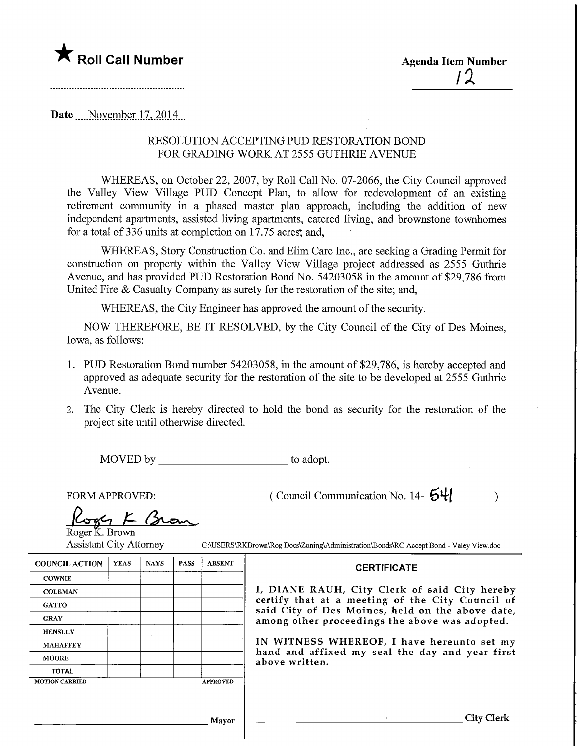★ **Roll Call Number**

**Agenda Item Number**

12

Date November 17, 2014

RESOLUTION ACCEPTING PUD RESTORATION BOND FOR GRADING WORK AT 2555 GUTHRIE AVENUE

WHEREAS, on October 22, 2007, by Roll Call No. 07-2066, the City Council approved the Valley View Village PUD Concept Plan, to allow for redevelopment of an existing retirement community in a phased master plan approach, including the addition of new independent apartments, assisted living apartments, catered living, and brownstone townhomes for a total of 336 units at completion on 17.75 acres; and,

WHEREAS, Story Construction Co. and Elim Care Inc., are seeking a Grading Permit for construction on property within the Valley View Village project addressed as 2555 Guthrie Avenue, and has provided PUD Restoration Bond No. 54203058 in the amount of $29,786 from United Fire & Casualty Company as surety for the restoration of the site; and,

WHEREAS, the City Engineer has approved the amount of the security.

NOW THEREFORE, BE IT RESOLVED, by the City Council of the City of Des Moines, Iowa, as follows:

1. PUD Restoration Bond number 54203058, in the amount of $29,786, is hereby accepted and approved as adequate security for the restoration of the site to be developed at 2555 Guthrie Avenue.
2. The City Clerk is hereby directed to hold the bond as security for the restoration of the project site until otherwise directed.

MOVED by ______________________ to adopt.

FORM APPROVED:

( Council Communication No. 14- 541 )

Roger K. Brown
Roger K. Brown
Assistant City Attorney

G:\USERS\RKBrown\Rog Docs\Zoning\Administration\Bonds\RC Accept Bond - Valey View.doc

| COUNCIL ACTION | YEAS | NAYS | PASS | ABSENT |
|---|---|---|---|---|
| COWNIE | | | | |
| COLEMAN | | | | |
| GATTO | | | | |
| GRAY | | | | |
| HENSLEY | | | | |
| MAHAFFEY | | | | |
| MOORE | | | | |
| TOTAL | | | | |

MOTION CARRIED APPROVED

______________________ Mayor

**CERTIFICATE**

I, DIANE RAUH, City Clerk of said City hereby certify that at a meeting of the City Council of said City of Des Moines, held on the above date, among other proceedings the above was adopted.

IN WITNESS WHEREOF, I have hereunto set my hand and affixed my seal the day and year first above written.

______________________ City Clerk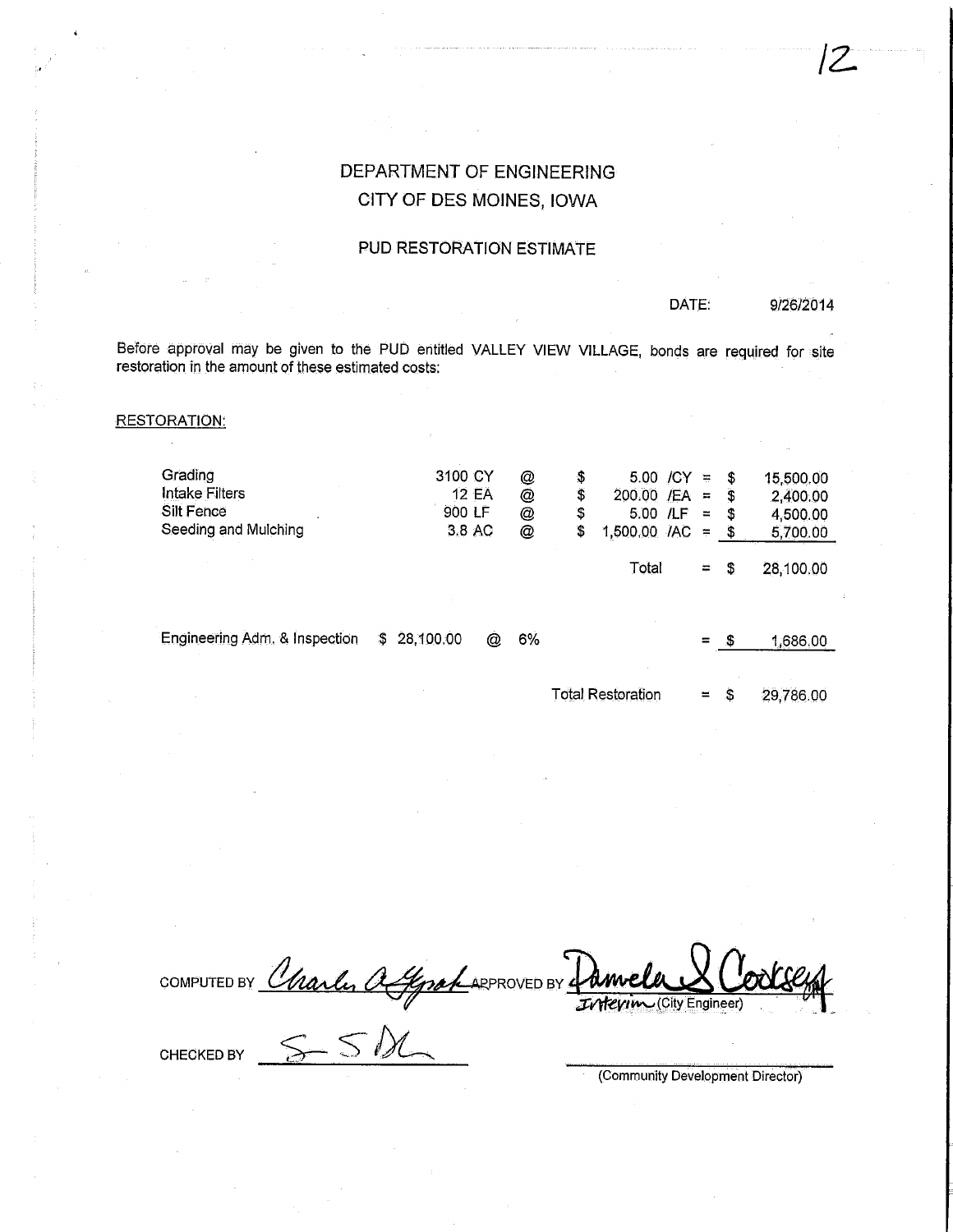# DEPARTMENT OF ENGINEERING

# CITY OF DES MOINES, IOWA

## PUD RESTORATION ESTIMATE

DATE: 9/26/2014

Before approval may be given to the PUD entitled VALLEY VIEW VILLAGE, bonds are required for site restoration in the amount of these estimated costs:

RESTORATION:

| | | | | | | |
|---|---|---|---|---|---|---|
| Grading | 3100 CY | @ | $ 5.00 /CY | = | $ | 15,500.00 |
| Intake Filters | 12 EA | @ | $ 200.00 /EA | = | $ | 2,400.00 |
| Silt Fence | 900 LF | @ | $ 5.00 /LF | = | $ | 4,500.00 |
| Seeding and Mulching | 3.8 AC | @ | $ 1,500.00 /AC | = | $ | 5,700.00 |
| | | | Total | = | $ | 28,100.00 |
| Engineering Adm. & Inspection | $ 28,100.00 | @ | 6% | = | $ | 1,686.00 |
| | | | Total Restoration | = | $ | 29,786.00 |

COMPUTED BY Charles A. Gysak APPROVED BY Pamela S. Cooksey
Interim (City Engineer)

CHECKED BY S S DL

(Community Development Director)